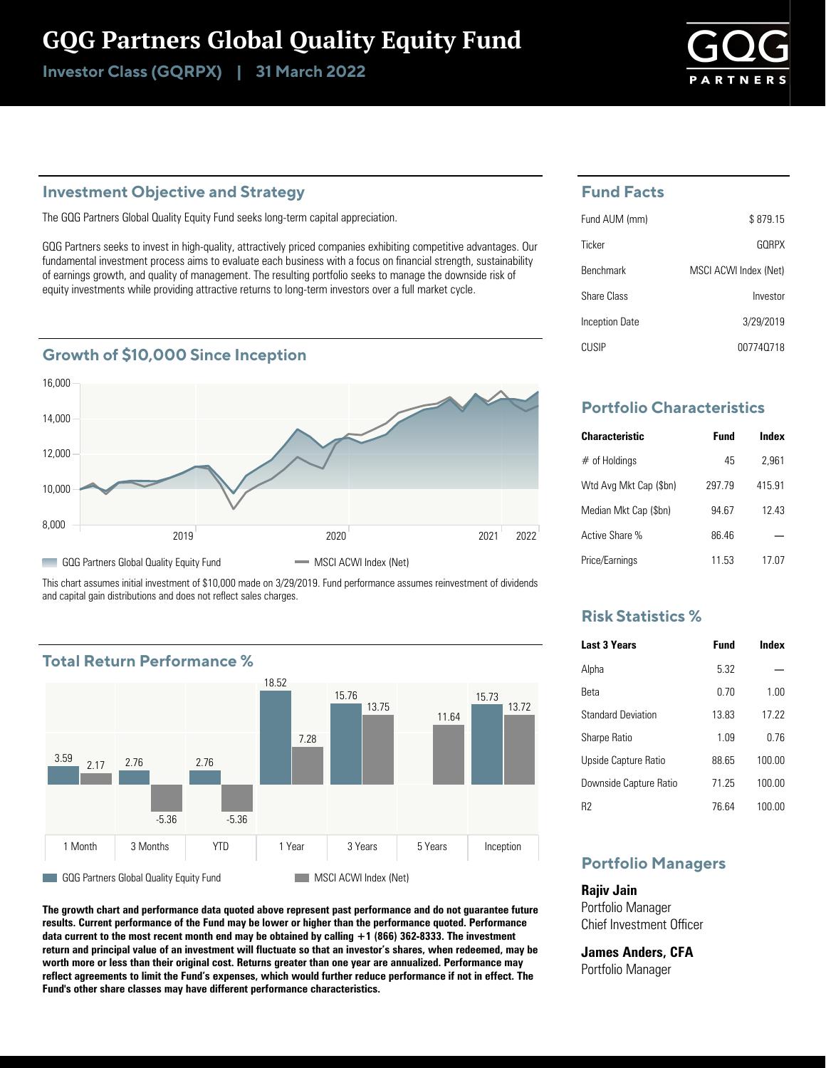# GQG Partners Global Quality Equity Fund

**Investor Class (GQRPX) | 31 March 2022**

GQG PARTNERS

## Investment Objective and Strategy

The GQG Partners Global Quality Equity Fund seeks long-term capital appreciation.

GQG Partners seeks to invest in high-quality, attractively priced companies exhibiting competitive advantages. Our fundamental investment process aims to evaluate each business with a focus on financial strength, sustainability of earnings growth, and quality of management. The resulting portfolio seeks to manage the downside risk of equity investments while providing attractive returns to long-term investors over a full market cycle.

## Growth of $10,000 Since Inception

Legend: GQG Partners Global Quality Equity Fund; MSCI ACWI Index (Net)

This chart assumes initial investment of $10,000 made on 3/29/2019. Fund performance assumes reinvestment of dividends and capital gain distributions and does not reflect sales charges.

## Total Return Performance %

| | 1 Month | 3 Months | YTD | 1 Year | 3 Years | 5 Years | Inception |
|---|---|---|---|---|---|---|---|
| GQG Partners Global Quality Equity Fund | 3.59 | 2.76 | 2.76 | 18.52 | 15.76 | | 15.73 |
| MSCI ACWI Index (Net) | 2.17 | -5.36 | -5.36 | 7.28 | 13.75 | 11.64 | 13.72 |

**The growth chart and performance data quoted above represent past performance and do not guarantee future results. Current performance of the Fund may be lower or higher than the performance quoted. Performance data current to the most recent month end may be obtained by calling +1 (866) 362-8333. The investment return and principal value of an investment will fluctuate so that an investor's shares, when redeemed, may be worth more or less than their original cost. Returns greater than one year are annualized. Performance may reflect agreements to limit the Fund's expenses, which would further reduce performance if not in effect. The Fund's other share classes may have different performance characteristics.**

## Fund Facts

| | |
|---|---|
| Fund AUM (mm) | $ 879.15 |
| Ticker | GQRPX |
| Benchmark | MSCI ACWI Index (Net) |
| Share Class | Investor |
| Inception Date | 3/29/2019 |
| CUSIP | 00774Q718 |

## Portfolio Characteristics

| Characteristic | Fund | Index |
|---|---|---|
| # of Holdings | 45 | 2,961 |
| Wtd Avg Mkt Cap ($bn) | 297.79 | 415.91 |
| Median Mkt Cap ($bn) | 94.67 | 12.43 |
| Active Share % | 86.46 | — |
| Price/Earnings | 11.53 | 17.07 |

## Risk Statistics %

| Last 3 Years | Fund | Index |
|---|---|---|
| Alpha | 5.32 | — |
| Beta | 0.70 | 1.00 |
| Standard Deviation | 13.83 | 17.22 |
| Sharpe Ratio | 1.09 | 0.76 |
| Upside Capture Ratio | 88.65 | 100.00 |
| Downside Capture Ratio | 71.25 | 100.00 |
| R2 | 76.64 | 100.00 |

## Portfolio Managers

**Rajiv Jain**
Portfolio Manager
Chief Investment Officer

**James Anders, CFA**
Portfolio Manager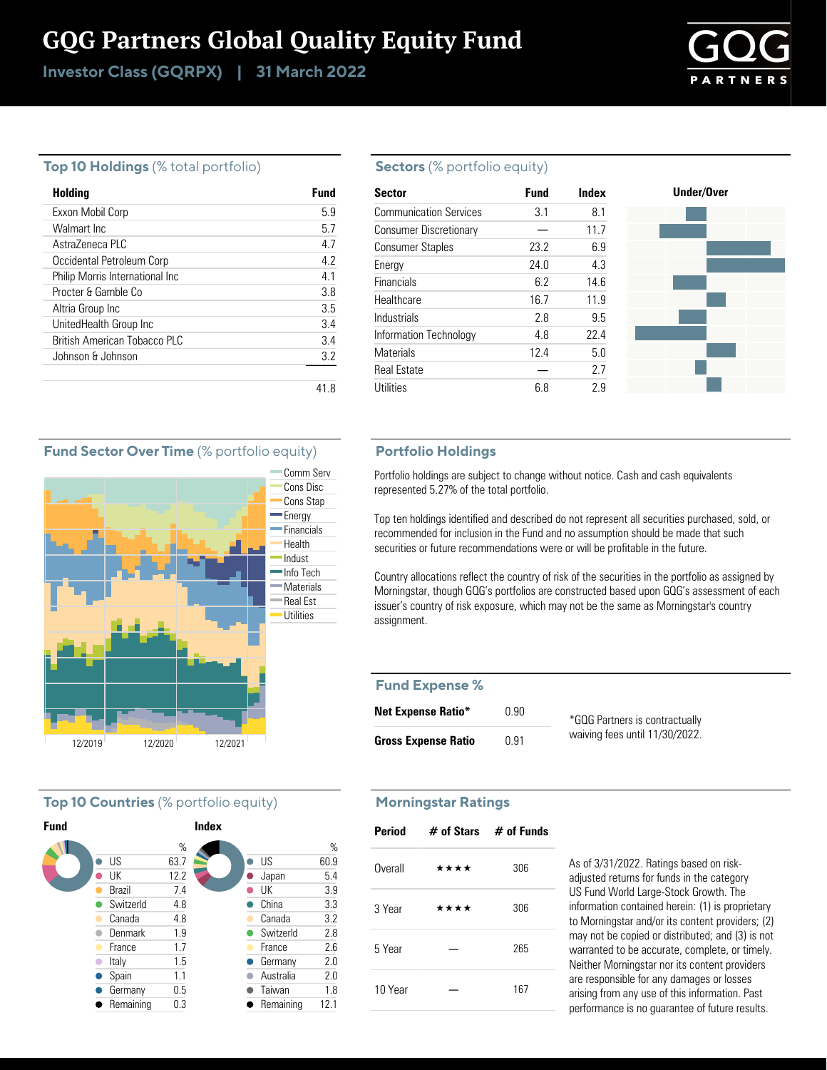# GQG Partners Global Quality Equity Fund

**Investor Class (GQRPX) | 31 March 2022**

## Top 10 Holdings (% total portfolio)

| Holding | Fund |
|---|---|
| Exxon Mobil Corp | 5.9 |
| Walmart Inc | 5.7 |
| AstraZeneca PLC | 4.7 |
| Occidental Petroleum Corp | 4.2 |
| Philip Morris International Inc | 4.1 |
| Procter & Gamble Co | 3.8 |
| Altria Group Inc | 3.5 |
| UnitedHealth Group Inc | 3.4 |
| British American Tobacco PLC | 3.4 |
| Johnson & Johnson | 3.2 |
| | 41.8 |

## Sectors (% portfolio equity)

| Sector | Fund | Index |
|---|---|---|
| Communication Services | 3.1 | 8.1 |
| Consumer Discretionary | — | 11.7 |
| Consumer Staples | 23.2 | 6.9 |
| Energy | 24.0 | 4.3 |
| Financials | 6.2 | 14.6 |
| Healthcare | 16.7 | 11.9 |
| Industrials | 2.8 | 9.5 |
| Information Technology | 4.8 | 22.4 |
| Materials | 12.4 | 5.0 |
| Real Estate | — | 2.7 |
| Utilities | 6.8 | 2.9 |

## Fund Sector Over Time (% portfolio equity)

Comm Serv, Cons Disc, Cons Stap, Energy, Financials, Health, Indust, Info Tech, Materials, Real Est, Utilities

12/2019 12/2020 12/2021

## Portfolio Holdings

Portfolio holdings are subject to change without notice. Cash and cash equivalents represented 5.27% of the total portfolio.

Top ten holdings identified and described do not represent all securities purchased, sold, or recommended for inclusion in the Fund and no assumption should be made that such securities or future recommendations were or will be profitable in the future.

Country allocations reflect the country of risk of the securities in the portfolio as assigned by Morningstar, though GQG's portfolios are constructed based upon GQG's assessment of each issuer's country of risk exposure, which may not be the same as Morningstar's country assignment.

## Fund Expense %

| | |
|---|---|
| **Net Expense Ratio*** | 0.90 |
| **Gross Expense Ratio** | 0.91 |

*GQG Partners is contractually waiving fees until 11/30/2022.

## Top 10 Countries (% portfolio equity)

**Fund**

| Country | % |
|---|---|
| US | 63.7 |
| UK | 12.2 |
| Brazil | 7.4 |
| Switzerld | 4.8 |
| Canada | 4.8 |
| Denmark | 1.9 |
| France | 1.7 |
| Italy | 1.5 |
| Spain | 1.1 |
| Germany | 0.5 |
| Remaining | 0.3 |

**Index**

| Country | % |
|---|---|
| US | 60.9 |
| Japan | 5.4 |
| UK | 3.9 |
| China | 3.3 |
| Canada | 3.2 |
| Switzerld | 2.8 |
| France | 2.6 |
| Germany | 2.0 |
| Australia | 2.0 |
| Taiwan | 1.8 |
| Remaining | 12.1 |

## Morningstar Ratings

| Period | # of Stars | # of Funds |
|---|---|---|
| Overall | ★★★★ | 306 |
| 3 Year | ★★★★ | 306 |
| 5 Year | — | 265 |
| 10 Year | — | 167 |

As of 3/31/2022. Ratings based on risk-adjusted returns for funds in the category US Fund World Large-Stock Growth. The information contained herein: (1) is proprietary to Morningstar and/or its content providers; (2) may not be copied or distributed; and (3) is not warranted to be accurate, complete, or timely. Neither Morningstar nor its content providers are responsible for any damages or losses arising from any use of this information. Past performance is no guarantee of future results.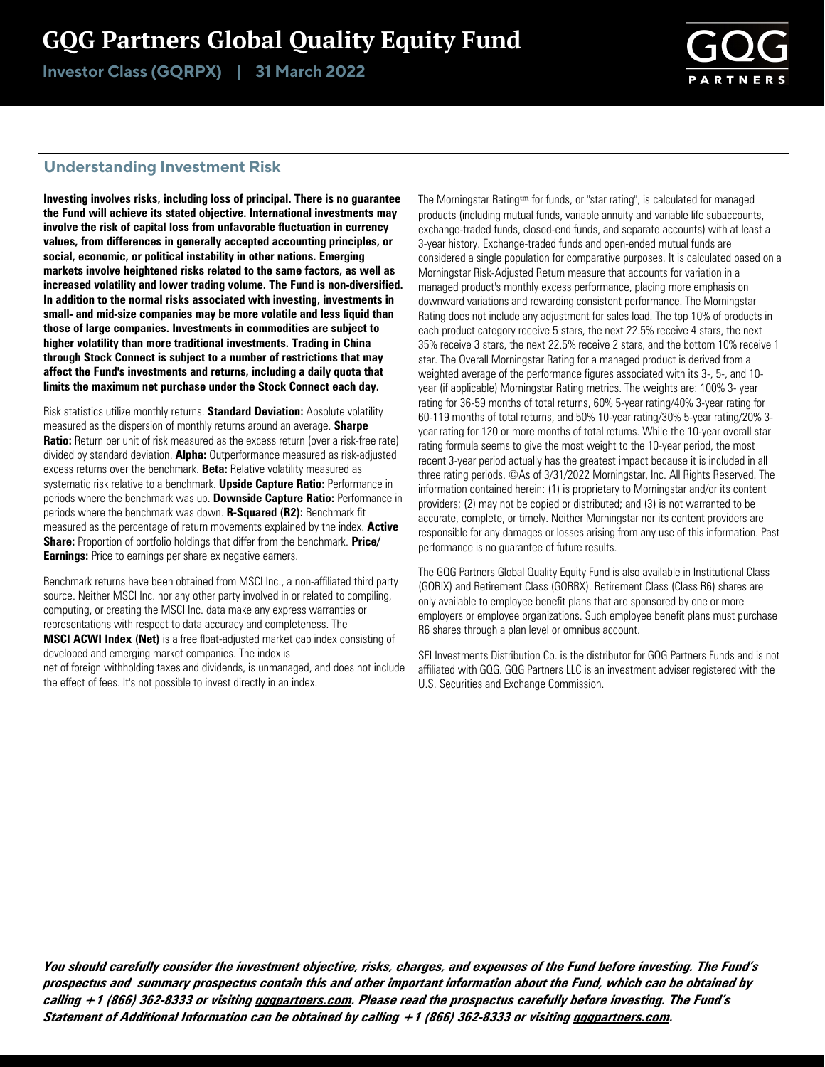# GQG Partners Global Quality Equity Fund

**Investor Class (GQRPX) | 31 March 2022**

## Understanding Investment Risk

**Investing involves risks, including loss of principal. There is no guarantee the Fund will achieve its stated objective. International investments may involve the risk of capital loss from unfavorable fluctuation in currency values, from differences in generally accepted accounting principles, or social, economic, or political instability in other nations. Emerging markets involve heightened risks related to the same factors, as well as increased volatility and lower trading volume. The Fund is non-diversified. In addition to the normal risks associated with investing, investments in small- and mid-size companies may be more volatile and less liquid than those of large companies. Investments in commodities are subject to higher volatility than more traditional investments. Trading in China through Stock Connect is subject to a number of restrictions that may affect the Fund's investments and returns, including a daily quota that limits the maximum net purchase under the Stock Connect each day.**

Risk statistics utilize monthly returns. **Standard Deviation:** Absolute volatility measured as the dispersion of monthly returns around an average. **Sharpe Ratio:** Return per unit of risk measured as the excess return (over a risk-free rate) divided by standard deviation. **Alpha:** Outperformance measured as risk-adjusted excess returns over the benchmark. **Beta:** Relative volatility measured as systematic risk relative to a benchmark. **Upside Capture Ratio:** Performance in periods where the benchmark was up. **Downside Capture Ratio:** Performance in periods where the benchmark was down. **R-Squared (R2):** Benchmark fit measured as the percentage of return movements explained by the index. **Active Share:** Proportion of portfolio holdings that differ from the benchmark. **Price/Earnings:** Price to earnings per share ex negative earners.

Benchmark returns have been obtained from MSCI Inc., a non-affiliated third party source. Neither MSCI Inc. nor any other party involved in or related to compiling, computing, or creating the MSCI Inc. data make any express warranties or representations with respect to data accuracy and completeness. The **MSCI ACWI Index (Net)** is a free float-adjusted market cap index consisting of developed and emerging market companies. The index is net of foreign withholding taxes and dividends, is unmanaged, and does not include the effect of fees. It's not possible to invest directly in an index.

The Morningstar Rating™ for funds, or "star rating", is calculated for managed products (including mutual funds, variable annuity and variable life subaccounts, exchange-traded funds, closed-end funds, and separate accounts) with at least a 3-year history. Exchange-traded funds and open-ended mutual funds are considered a single population for comparative purposes. It is calculated based on a Morningstar Risk-Adjusted Return measure that accounts for variation in a managed product's monthly excess performance, placing more emphasis on downward variations and rewarding consistent performance. The Morningstar Rating does not include any adjustment for sales load. The top 10% of products in each product category receive 5 stars, the next 22.5% receive 4 stars, the next 35% receive 3 stars, the next 22.5% receive 2 stars, and the bottom 10% receive 1 star. The Overall Morningstar Rating for a managed product is derived from a weighted average of the performance figures associated with its 3-, 5-, and 10-year (if applicable) Morningstar Rating metrics. The weights are: 100% 3- year rating for 36-59 months of total returns, 60% 5-year rating/40% 3-year rating for 60-119 months of total returns, and 50% 10-year rating/30% 5-year rating/20% 3-year rating for 120 or more months of total returns. While the 10-year overall star rating formula seems to give the most weight to the 10-year period, the most recent 3-year period actually has the greatest impact because it is included in all three rating periods. ©As of 3/31/2022 Morningstar, Inc. All Rights Reserved. The information contained herein: (1) is proprietary to Morningstar and/or its content providers; (2) may not be copied or distributed; and (3) is not warranted to be accurate, complete, or timely. Neither Morningstar nor its content providers are responsible for any damages or losses arising from any use of this information. Past performance is no guarantee of future results.

The GQG Partners Global Quality Equity Fund is also available in Institutional Class (GQRIX) and Retirement Class (GQRRX). Retirement Class (Class R6) shares are only available to employee benefit plans that are sponsored by one or more employers or employee organizations. Such employee benefit plans must purchase R6 shares through a plan level or omnibus account.

SEI Investments Distribution Co. is the distributor for GQG Partners Funds and is not affiliated with GQG. GQG Partners LLC is an investment adviser registered with the U.S. Securities and Exchange Commission.

***You should carefully consider the investment objective, risks, charges, and expenses of the Fund before investing. The Fund's prospectus and summary prospectus contain this and other important information about the Fund, which can be obtained by calling +1 (866) 362-8333 or visiting gqgpartners.com. Please read the prospectus carefully before investing. The Fund's Statement of Additional Information can be obtained by calling +1 (866) 362-8333 or visiting gqgpartners.com.***